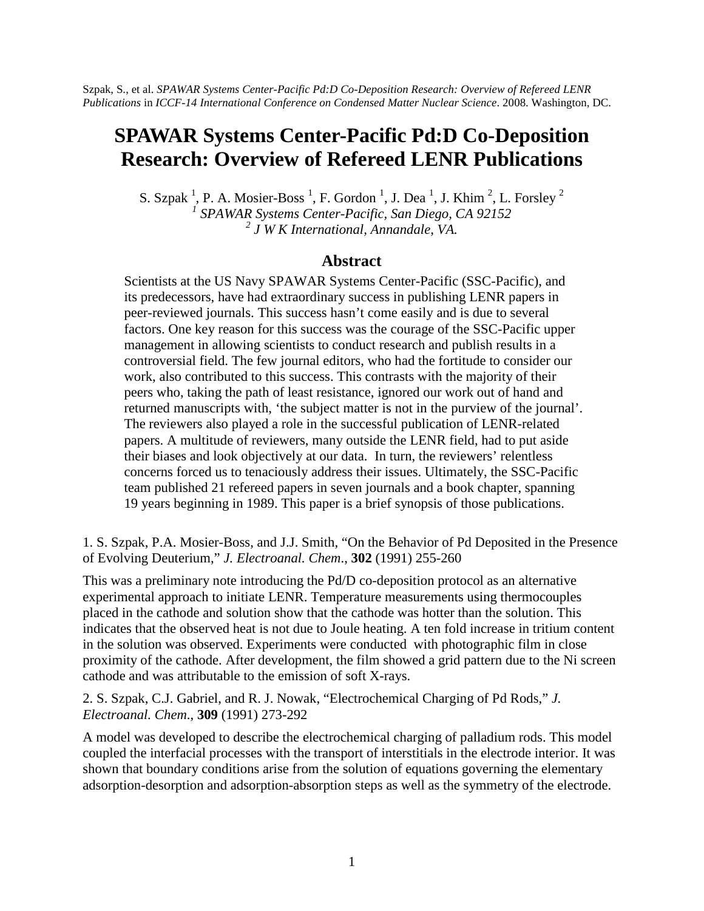Szpak, S., et al. *SPAWAR Systems Center-Pacific Pd:D Co-Deposition Research: Overview of Refereed LENR Publications* in *ICCF-14 International Conference on Condensed Matter Nuclear Science*. 2008. Washington, DC.

# SPAWAR Systems Center-Pacific Pd:D Co-Deposition Research: Overview of Refereed LENR Publications

S. Szpak [1], P. A. Mosier-Boss [1], F. Gordon [1], J. Dea [1], J. Khim [2], L. Forsley [2]

[1] *SPAWAR Systems Center-Pacific, San Diego, CA 92152*

[2] *J W K International, Annandale, VA.*

## Abstract

Scientists at the US Navy SPAWAR Systems Center-Pacific (SSC-Pacific), and its predecessors, have had extraordinary success in publishing LENR papers in peer-reviewed journals. This success hasn't come easily and is due to several factors. One key reason for this success was the courage of the SSC-Pacific upper management in allowing scientists to conduct research and publish results in a controversial field. The few journal editors, who had the fortitude to consider our work, also contributed to this success. This contrasts with the majority of their peers who, taking the path of least resistance, ignored our work out of hand and returned manuscripts with, 'the subject matter is not in the purview of the journal'. The reviewers also played a role in the successful publication of LENR-related papers. A multitude of reviewers, many outside the LENR field, had to put aside their biases and look objectively at our data. In turn, the reviewers' relentless concerns forced us to tenaciously address their issues. Ultimately, the SSC-Pacific team published 21 refereed papers in seven journals and a book chapter, spanning 19 years beginning in 1989. This paper is a brief synopsis of those publications.

1. S. Szpak, P.A. Mosier-Boss, and J.J. Smith, "On the Behavior of Pd Deposited in the Presence of Evolving Deuterium," *J. Electroanal. Chem*., **302** (1991) 255-260

This was a preliminary note introducing the Pd/D co-deposition protocol as an alternative experimental approach to initiate LENR. Temperature measurements using thermocouples placed in the cathode and solution show that the cathode was hotter than the solution. This indicates that the observed heat is not due to Joule heating. A ten fold increase in tritium content in the solution was observed. Experiments were conducted with photographic film in close proximity of the cathode. After development, the film showed a grid pattern due to the Ni screen cathode and was attributable to the emission of soft X-rays.

2. S. Szpak, C.J. Gabriel, and R. J. Nowak, "Electrochemical Charging of Pd Rods," *J. Electroanal. Chem*., **309** (1991) 273-292

A model was developed to describe the electrochemical charging of palladium rods. This model coupled the interfacial processes with the transport of interstitials in the electrode interior. It was shown that boundary conditions arise from the solution of equations governing the elementary adsorption-desorption and adsorption-absorption steps as well as the symmetry of the electrode.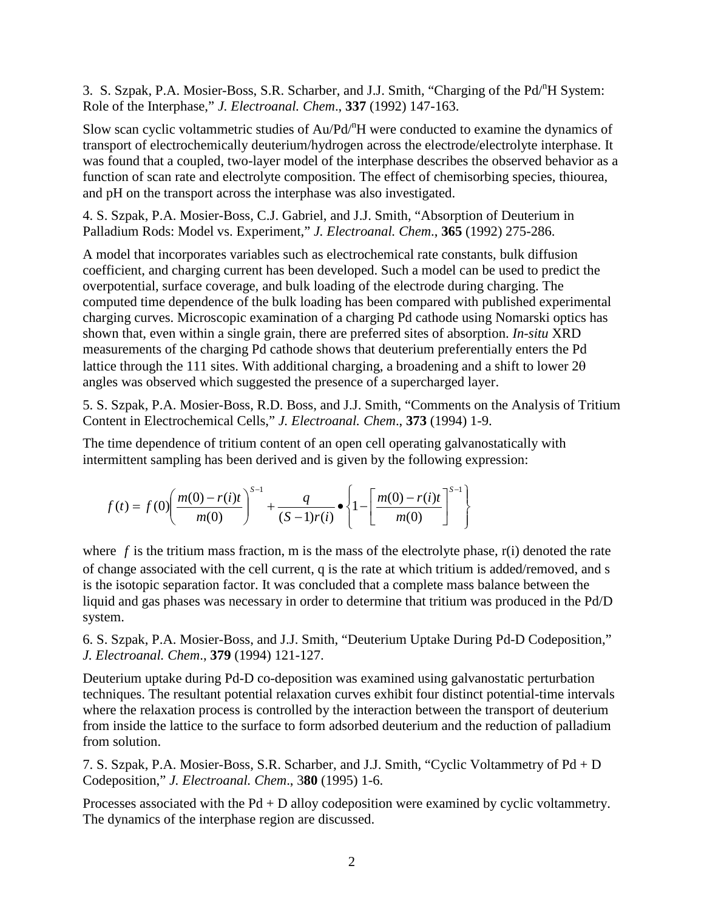3. S. Szpak, P.A. Mosier-Boss, S.R. Scharber, and J.J. Smith, "Charging of the Pd/$^n$H System: Role of the Interphase," *J. Electroanal. Chem*., **337** (1992) 147-163.

Slow scan cyclic voltammetric studies of Au/Pd/$^n$H were conducted to examine the dynamics of transport of electrochemically deuterium/hydrogen across the electrode/electrolyte interphase. It was found that a coupled, two-layer model of the interphase describes the observed behavior as a function of scan rate and electrolyte composition. The effect of chemisorbing species, thiourea, and pH on the transport across the interphase was also investigated.

4. S. Szpak, P.A. Mosier-Boss, C.J. Gabriel, and J.J. Smith, "Absorption of Deuterium in Palladium Rods: Model vs. Experiment," *J. Electroanal. Chem*., **365** (1992) 275-286.

A model that incorporates variables such as electrochemical rate constants, bulk diffusion coefficient, and charging current has been developed. Such a model can be used to predict the overpotential, surface coverage, and bulk loading of the electrode during charging. The computed time dependence of the bulk loading has been compared with published experimental charging curves. Microscopic examination of a charging Pd cathode using Nomarski optics has shown that, even within a single grain, there are preferred sites of absorption. *In-situ* XRD measurements of the charging Pd cathode shows that deuterium preferentially enters the Pd lattice through the 111 sites. With additional charging, a broadening and a shift to lower 2θ angles was observed which suggested the presence of a supercharged layer.

5. S. Szpak, P.A. Mosier-Boss, R.D. Boss, and J.J. Smith, "Comments on the Analysis of Tritium Content in Electrochemical Cells," *J. Electroanal. Chem*., **373** (1994) 1-9.

The time dependence of tritium content of an open cell operating galvanostatically with intermittent sampling has been derived and is given by the following expression:

$$f(t) = f(0)\left(\frac{m(0) - r(i)t}{m(0)}\right)^{S-1} + \frac{q}{(S-1)r(i)} \bullet \left\{1 - \left[\frac{m(0) - r(i)t}{m(0)}\right]^{S-1}\right\}$$

where $f$ is the tritium mass fraction, m is the mass of the electrolyte phase, r(i) denoted the rate of change associated with the cell current, q is the rate at which tritium is added/removed, and s is the isotopic separation factor. It was concluded that a complete mass balance between the liquid and gas phases was necessary in order to determine that tritium was produced in the Pd/D system.

6. S. Szpak, P.A. Mosier-Boss, and J.J. Smith, "Deuterium Uptake During Pd-D Codeposition," *J. Electroanal. Chem*., **379** (1994) 121-127.

Deuterium uptake during Pd-D co-deposition was examined using galvanostatic perturbation techniques. The resultant potential relaxation curves exhibit four distinct potential-time intervals where the relaxation process is controlled by the interaction between the transport of deuterium from inside the lattice to the surface to form adsorbed deuterium and the reduction of palladium from solution.

7. S. Szpak, P.A. Mosier-Boss, S.R. Scharber, and J.J. Smith, "Cyclic Voltammetry of Pd + D Codeposition," *J. Electroanal. Chem*., 3**80** (1995) 1-6.

Processes associated with the Pd + D alloy codeposition were examined by cyclic voltammetry. The dynamics of the interphase region are discussed.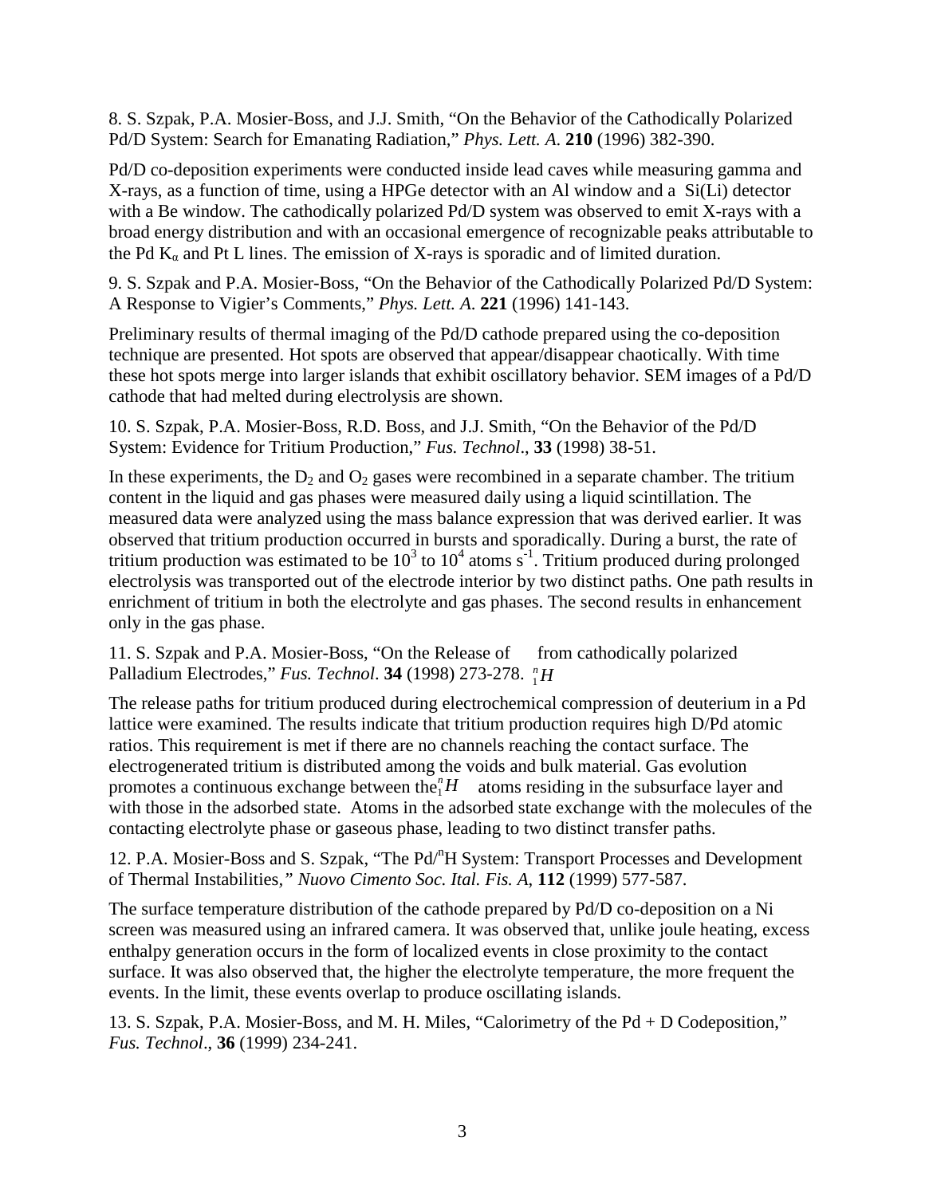8. S. Szpak, P.A. Mosier-Boss, and J.J. Smith, “On the Behavior of the Cathodically Polarized Pd/D System: Search for Emanating Radiation,” *Phys. Lett. A*. **210** (1996) 382-390.

Pd/D co-deposition experiments were conducted inside lead caves while measuring gamma and X-rays, as a function of time, using a HPGe detector with an Al window and a Si(Li) detector with a Be window. The cathodically polarized Pd/D system was observed to emit X-rays with a broad energy distribution and with an occasional emergence of recognizable peaks attributable to the Pd $K_\alpha$ and Pt L lines. The emission of X-rays is sporadic and of limited duration.

9. S. Szpak and P.A. Mosier-Boss, “On the Behavior of the Cathodically Polarized Pd/D System: A Response to Vigier’s Comments,” *Phys. Lett. A*. **221** (1996) 141-143.

Preliminary results of thermal imaging of the Pd/D cathode prepared using the co-deposition technique are presented. Hot spots are observed that appear/disappear chaotically. With time these hot spots merge into larger islands that exhibit oscillatory behavior. SEM images of a Pd/D cathode that had melted during electrolysis are shown.

10. S. Szpak, P.A. Mosier-Boss, R.D. Boss, and J.J. Smith, “On the Behavior of the Pd/D System: Evidence for Tritium Production,” *Fus. Technol*., **33** (1998) 38-51.

In these experiments, the $D_2$ and $O_2$ gases were recombined in a separate chamber. The tritium content in the liquid and gas phases were measured daily using a liquid scintillation. The measured data were analyzed using the mass balance expression that was derived earlier. It was observed that tritium production occurred in bursts and sporadically. During a burst, the rate of tritium production was estimated to be $10^3$ to $10^4$ atoms $s^{-1}$. Tritium produced during prolonged electrolysis was transported out of the electrode interior by two distinct paths. One path results in enrichment of tritium in both the electrolyte and gas phases. The second results in enhancement only in the gas phase.

11. S. Szpak and P.A. Mosier-Boss, “On the Release of ${}^{n}_{1}H$ from cathodically polarized Palladium Electrodes,” *Fus. Technol*. **34** (1998) 273-278.

The release paths for tritium produced during electrochemical compression of deuterium in a Pd lattice were examined. The results indicate that tritium production requires high D/Pd atomic ratios. This requirement is met if there are no channels reaching the contact surface. The electrogenerated tritium is distributed among the voids and bulk material. Gas evolution promotes a continuous exchange between the ${}^{n}_{1}H$ atoms residing in the subsurface layer and with those in the adsorbed state. Atoms in the adsorbed state exchange with the molecules of the contacting electrolyte phase or gaseous phase, leading to two distinct transfer paths.

12. P.A. Mosier-Boss and S. Szpak, “The Pd/$^{n}$H System: Transport Processes and Development of Thermal Instabilities,” *Nuovo Cimento Soc. Ital. Fis. A*, **112** (1999) 577-587.

The surface temperature distribution of the cathode prepared by Pd/D co-deposition on a Ni screen was measured using an infrared camera. It was observed that, unlike joule heating, excess enthalpy generation occurs in the form of localized events in close proximity to the contact surface. It was also observed that, the higher the electrolyte temperature, the more frequent the events. In the limit, these events overlap to produce oscillating islands.

13. S. Szpak, P.A. Mosier-Boss, and M. H. Miles, “Calorimetry of the Pd + D Codeposition,” *Fus. Technol*., **36** (1999) 234-241.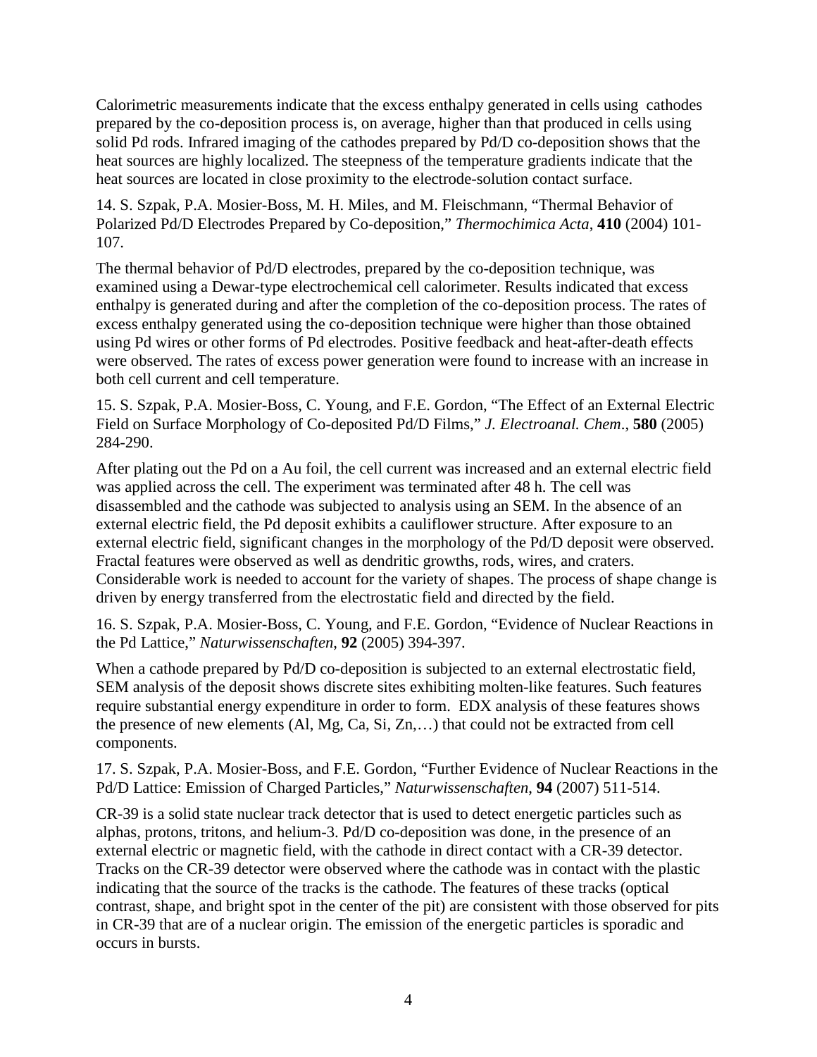Calorimetric measurements indicate that the excess enthalpy generated in cells using cathodes prepared by the co-deposition process is, on average, higher than that produced in cells using solid Pd rods. Infrared imaging of the cathodes prepared by Pd/D co-deposition shows that the heat sources are highly localized. The steepness of the temperature gradients indicate that the heat sources are located in close proximity to the electrode-solution contact surface.

14. S. Szpak, P.A. Mosier-Boss, M. H. Miles, and M. Fleischmann, "Thermal Behavior of Polarized Pd/D Electrodes Prepared by Co-deposition," *Thermochimica Acta*, **410** (2004) 101-107.

The thermal behavior of Pd/D electrodes, prepared by the co-deposition technique, was examined using a Dewar-type electrochemical cell calorimeter. Results indicated that excess enthalpy is generated during and after the completion of the co-deposition process. The rates of excess enthalpy generated using the co-deposition technique were higher than those obtained using Pd wires or other forms of Pd electrodes. Positive feedback and heat-after-death effects were observed. The rates of excess power generation were found to increase with an increase in both cell current and cell temperature.

15. S. Szpak, P.A. Mosier-Boss, C. Young, and F.E. Gordon, "The Effect of an External Electric Field on Surface Morphology of Co-deposited Pd/D Films," *J. Electroanal. Chem*., **580** (2005) 284-290.

After plating out the Pd on a Au foil, the cell current was increased and an external electric field was applied across the cell. The experiment was terminated after 48 h. The cell was disassembled and the cathode was subjected to analysis using an SEM. In the absence of an external electric field, the Pd deposit exhibits a cauliflower structure. After exposure to an external electric field, significant changes in the morphology of the Pd/D deposit were observed. Fractal features were observed as well as dendritic growths, rods, wires, and craters. Considerable work is needed to account for the variety of shapes. The process of shape change is driven by energy transferred from the electrostatic field and directed by the field.

16. S. Szpak, P.A. Mosier-Boss, C. Young, and F.E. Gordon, "Evidence of Nuclear Reactions in the Pd Lattice," *Naturwissenschaften*, **92** (2005) 394-397.

When a cathode prepared by Pd/D co-deposition is subjected to an external electrostatic field, SEM analysis of the deposit shows discrete sites exhibiting molten-like features. Such features require substantial energy expenditure in order to form. EDX analysis of these features shows the presence of new elements (Al, Mg, Ca, Si, Zn,…) that could not be extracted from cell components.

17. S. Szpak, P.A. Mosier-Boss, and F.E. Gordon, "Further Evidence of Nuclear Reactions in the Pd/D Lattice: Emission of Charged Particles," *Naturwissenschaften*, **94** (2007) 511-514.

CR-39 is a solid state nuclear track detector that is used to detect energetic particles such as alphas, protons, tritons, and helium-3. Pd/D co-deposition was done, in the presence of an external electric or magnetic field, with the cathode in direct contact with a CR-39 detector. Tracks on the CR-39 detector were observed where the cathode was in contact with the plastic indicating that the source of the tracks is the cathode. The features of these tracks (optical contrast, shape, and bright spot in the center of the pit) are consistent with those observed for pits in CR-39 that are of a nuclear origin. The emission of the energetic particles is sporadic and occurs in bursts.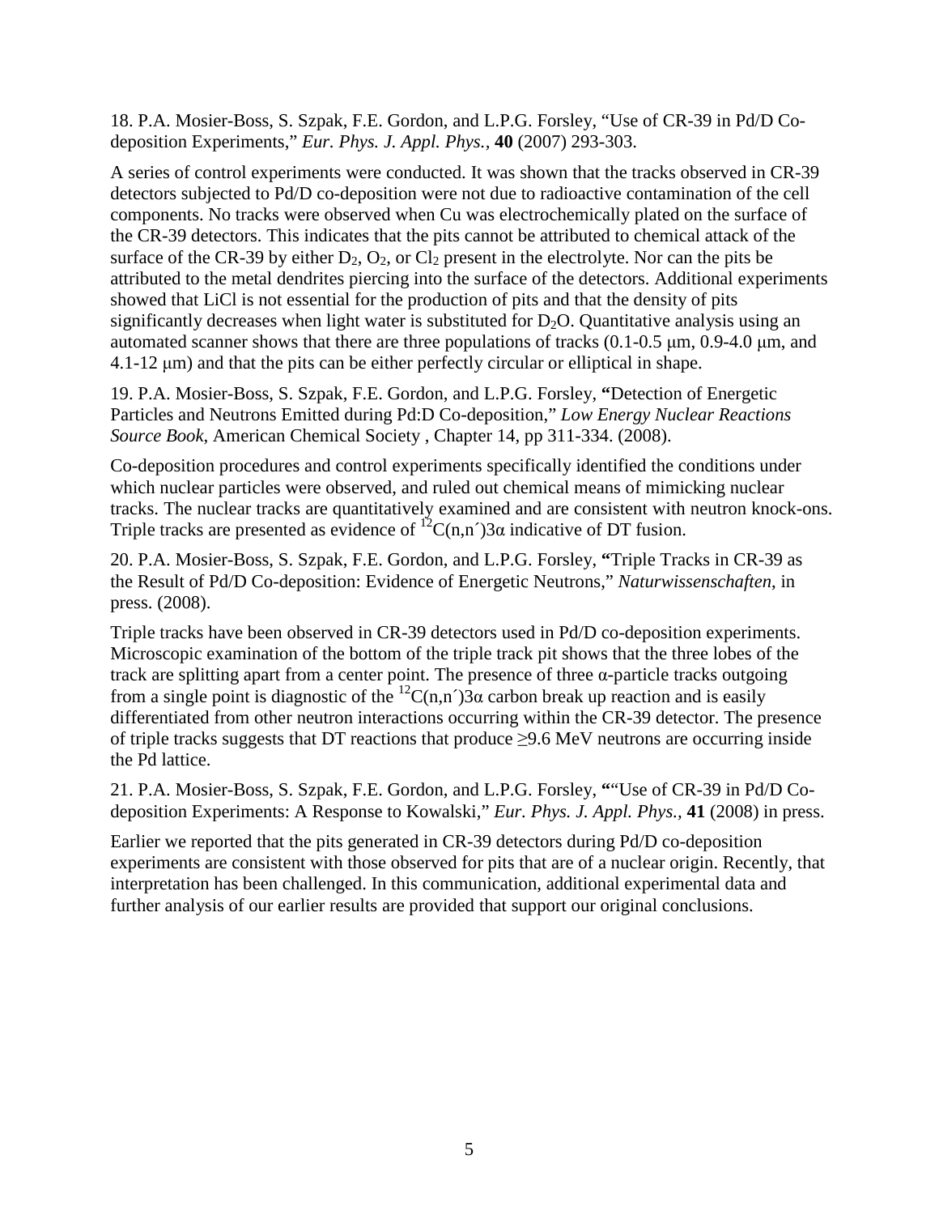18. P.A. Mosier-Boss, S. Szpak, F.E. Gordon, and L.P.G. Forsley, "Use of CR-39 in Pd/D Co-deposition Experiments," *Eur. Phys. J. Appl. Phys.*, **40** (2007) 293-303.

A series of control experiments were conducted. It was shown that the tracks observed in CR-39 detectors subjected to Pd/D co-deposition were not due to radioactive contamination of the cell components. No tracks were observed when Cu was electrochemically plated on the surface of the CR-39 detectors. This indicates that the pits cannot be attributed to chemical attack of the surface of the CR-39 by either $D_2$, $O_2$, or $Cl_2$ present in the electrolyte. Nor can the pits be attributed to the metal dendrites piercing into the surface of the detectors. Additional experiments showed that LiCl is not essential for the production of pits and that the density of pits significantly decreases when light water is substituted for $D_2O$. Quantitative analysis using an automated scanner shows that there are three populations of tracks (0.1-0.5 μm, 0.9-4.0 μm, and 4.1-12 μm) and that the pits can be either perfectly circular or elliptical in shape.

19. P.A. Mosier-Boss, S. Szpak, F.E. Gordon, and L.P.G. Forsley, **"**Detection of Energetic Particles and Neutrons Emitted during Pd:D Co-deposition," *Low Energy Nuclear Reactions Source Book*, American Chemical Society , Chapter 14, pp 311-334. (2008).

Co-deposition procedures and control experiments specifically identified the conditions under which nuclear particles were observed, and ruled out chemical means of mimicking nuclear tracks. The nuclear tracks are quantitatively examined and are consistent with neutron knock-ons. Triple tracks are presented as evidence of $^{12}C(n,n')3\alpha$ indicative of DT fusion.

20. P.A. Mosier-Boss, S. Szpak, F.E. Gordon, and L.P.G. Forsley, **"**Triple Tracks in CR-39 as the Result of Pd/D Co-deposition: Evidence of Energetic Neutrons," *Naturwissenschaften*, in press. (2008).

Triple tracks have been observed in CR-39 detectors used in Pd/D co-deposition experiments. Microscopic examination of the bottom of the triple track pit shows that the three lobes of the track are splitting apart from a center point. The presence of three α-particle tracks outgoing from a single point is diagnostic of the $^{12}C(n,n')3\alpha$ carbon break up reaction and is easily differentiated from other neutron interactions occurring within the CR-39 detector. The presence of triple tracks suggests that DT reactions that produce ≥9.6 MeV neutrons are occurring inside the Pd lattice.

21. P.A. Mosier-Boss, S. Szpak, F.E. Gordon, and L.P.G. Forsley, **"**"Use of CR-39 in Pd/D Co-deposition Experiments: A Response to Kowalski," *Eur. Phys. J. Appl. Phys.*, **41** (2008) in press.

Earlier we reported that the pits generated in CR-39 detectors during Pd/D co-deposition experiments are consistent with those observed for pits that are of a nuclear origin. Recently, that interpretation has been challenged. In this communication, additional experimental data and further analysis of our earlier results are provided that support our original conclusions.